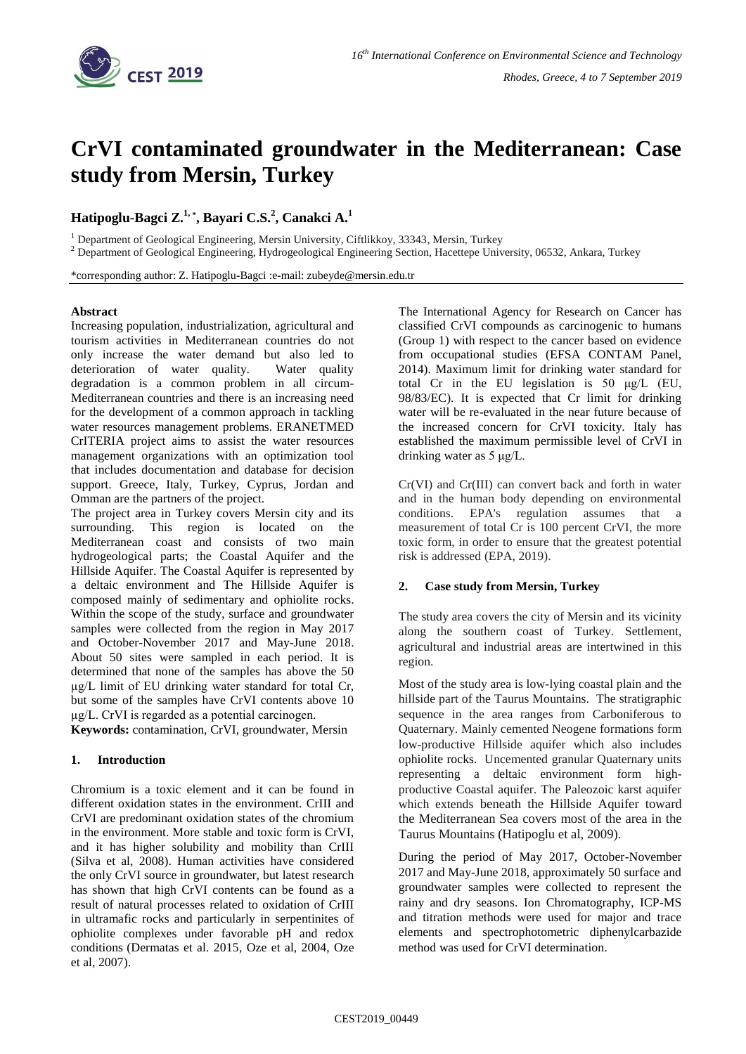# CrVI contaminated groundwater in the Mediterranean: Case study from Mersin, Turkey

**Hatipoglu-Bagci Z.[1,*], Bayari C.S.[2], Canakci A.[1]**

[1] Department of Geological Engineering, Mersin University, Ciftlikkoy, 33343, Mersin, Turkey

[2] Department of Geological Engineering, Hydrogeological Engineering Section, Hacettepe University, 06532, Ankara, Turkey

*corresponding author: Z. Hatipoglu-Bagci :e-mail: zubeyde@mersin.edu.tr

**Abstract**

Increasing population, industrialization, agricultural and tourism activities in Mediterranean countries do not only increase the water demand but also led to deterioration of water quality. Water quality degradation is a common problem in all circum-Mediterranean countries and there is an increasing need for the development of a common approach in tackling water resources management problems. ERANETMED CrITERIA project aims to assist the water resources management organizations with an optimization tool that includes documentation and database for decision support. Greece, Italy, Turkey, Cyprus, Jordan and Omman are the partners of the project.

The project area in Turkey covers Mersin city and its surrounding. This region is located on the Mediterranean coast and consists of two main hydrogeological parts; the Coastal Aquifer and the Hillside Aquifer. The Coastal Aquifer is represented by a deltaic environment and The Hillside Aquifer is composed mainly of sedimentary and ophiolite rocks. Within the scope of the study, surface and groundwater samples were collected from the region in May 2017 and October-November 2017 and May-June 2018. About 50 sites were sampled in each period. It is determined that none of the samples has above the 50 µg/L limit of EU drinking water standard for total Cr, but some of the samples have CrVI contents above 10 µg/L. CrVI is regarded as a potential carcinogen.

**Keywords:** contamination, CrVI, groundwater, Mersin

## 1. Introduction

Chromium is a toxic element and it can be found in different oxidation states in the environment. CrIII and CrVI are predominant oxidation states of the chromium in the environment. More stable and toxic form is CrVI, and it has higher solubility and mobility than CrIII (Silva et al, 2008). Human activities have considered the only CrVI source in groundwater, but latest research has shown that high CrVI contents can be found as a result of natural processes related to oxidation of CrIII in ultramafic rocks and particularly in serpentinites of ophiolite complexes under favorable pH and redox conditions (Dermatas et al. 2015, Oze et al, 2004, Oze et al, 2007).

The International Agency for Research on Cancer has classified CrVI compounds as carcinogenic to humans (Group 1) with respect to the cancer based on evidence from occupational studies (EFSA CONTAM Panel, 2014). Maximum limit for drinking water standard for total Cr in the EU legislation is 50 µg/L (EU, 98/83/EC). It is expected that Cr limit for drinking water will be re-evaluated in the near future because of the increased concern for CrVI toxicity. Italy has established the maximum permissible level of CrVI in drinking water as 5 µg/L.

Cr(VI) and Cr(III) can convert back and forth in water and in the human body depending on environmental conditions. EPA's regulation assumes that a measurement of total Cr is 100 percent CrVI, the more toxic form, in order to ensure that the greatest potential risk is addressed (EPA, 2019).

## 2. Case study from Mersin, Turkey

The study area covers the city of Mersin and its vicinity along the southern coast of Turkey. Settlement, agricultural and industrial areas are intertwined in this region.

Most of the study area is low-lying coastal plain and the hillside part of the Taurus Mountains. The stratigraphic sequence in the area ranges from Carboniferous to Quaternary. Mainly cemented Neogene formations form low-productive Hillside aquifer which also includes ophiolite rocks. Uncemented granular Quaternary units representing a deltaic environment form high-productive Coastal aquifer. The Paleozoic karst aquifer which extends beneath the Hillside Aquifer toward the Mediterranean Sea covers most of the area in the Taurus Mountains (Hatipoglu et al, 2009).

During the period of May 2017, October-November 2017 and May-June 2018, approximately 50 surface and groundwater samples were collected to represent the rainy and dry seasons. Ion Chromatography, ICP-MS and titration methods were used for major and trace elements and spectrophotometric diphenylcarbazide method was used for CrVI determination.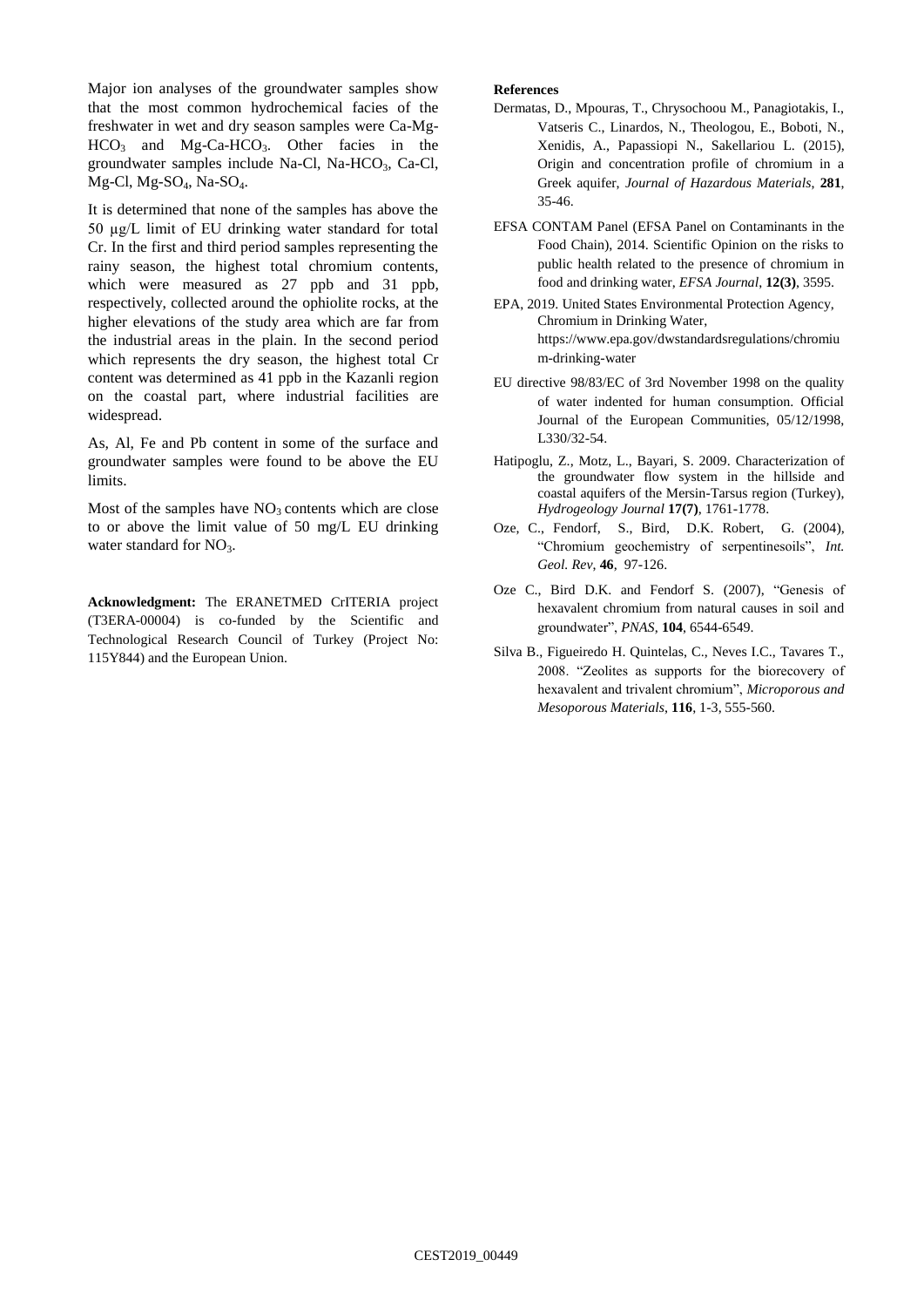Major ion analyses of the groundwater samples show that the most common hydrochemical facies of the freshwater in wet and dry season samples were Ca-Mg-$HCO_3$ and Mg-Ca-$HCO_3$. Other facies in the groundwater samples include Na-Cl, Na-$HCO_3$, Ca-Cl, Mg-Cl, Mg-$SO_4$, Na-$SO_4$.

It is determined that none of the samples has above the 50 µg/L limit of EU drinking water standard for total Cr. In the first and third period samples representing the rainy season, the highest total chromium contents, which were measured as 27 ppb and 31 ppb, respectively, collected around the ophiolite rocks, at the higher elevations of the study area which are far from the industrial areas in the plain. In the second period which represents the dry season, the highest total Cr content was determined as 41 ppb in the Kazanli region on the coastal part, where industrial facilities are widespread.

As, Al, Fe and Pb content in some of the surface and groundwater samples were found to be above the EU limits.

Most of the samples have $NO_3$ contents which are close to or above the limit value of 50 mg/L EU drinking water standard for $NO_3$.

**Acknowledgment:** The ERANETMED CrITERIA project (T3ERA-00004) is co-funded by the Scientific and Technological Research Council of Turkey (Project No: 115Y844) and the European Union.

**References**

Dermatas, D., Mpouras, T., Chrysochoou M., Panagiotakis, I., Vatseris C., Linardos, N., Theologou, E., Boboti, N., Xenidis, A., Papassiopi N., Sakellariou L. (2015), Origin and concentration profile of chromium in a Greek aquifer, *Journal of Hazardous Materials*, **281**, 35-46.

EFSA CONTAM Panel (EFSA Panel on Contaminants in the Food Chain), 2014. Scientific Opinion on the risks to public health related to the presence of chromium in food and drinking water, *EFSA Journal*, **12(3)**, 3595.

EPA, 2019. United States Environmental Protection Agency, Chromium in Drinking Water, https://www.epa.gov/dwstandardsregulations/chromium-drinking-water

EU directive 98/83/EC of 3rd November 1998 on the quality of water indented for human consumption. Official Journal of the European Communities, 05/12/1998, L330/32-54.

Hatipoglu, Z., Motz, L., Bayari, S. 2009. Characterization of the groundwater flow system in the hillside and coastal aquifers of the Mersin-Tarsus region (Turkey), *Hydrogeology Journal* **17(7)**, 1761-1778.

Oze, C., Fendorf, S., Bird, D.K. Robert, G. (2004), "Chromium geochemistry of serpentinesoils", *Int. Geol. Rev*, **46**, 97-126.

Oze C., Bird D.K. and Fendorf S. (2007), "Genesis of hexavalent chromium from natural causes in soil and groundwater", *PNAS*, **104**, 6544-6549.

Silva B., Figueiredo H. Quintelas, C., Neves I.C., Tavares T., 2008. "Zeolites as supports for the biorecovery of hexavalent and trivalent chromium", *Microporous and Mesoporous Materials*, **116**, 1-3, 555-560.